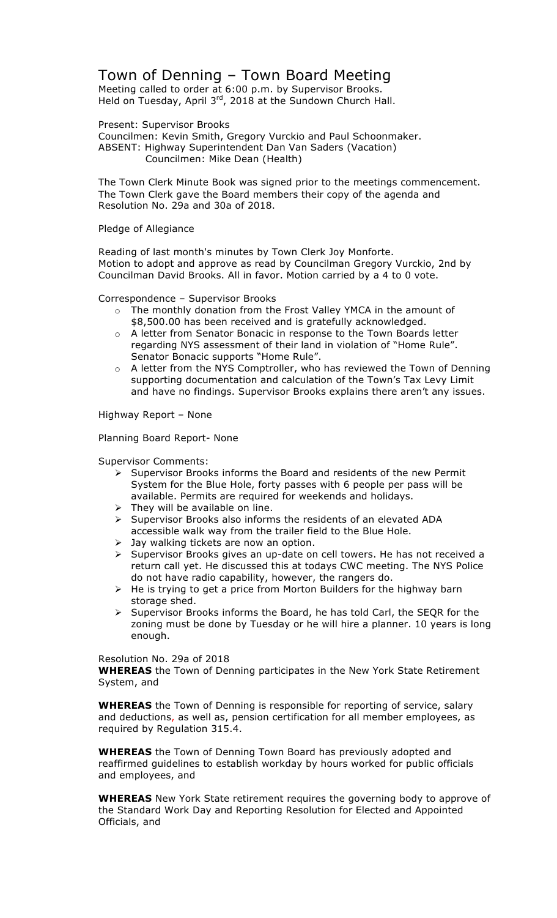# Town of Denning – Town Board Meeting

Meeting called to order at 6:00 p.m. by Supervisor Brooks.
Held on Tuesday, April 3rd, 2018 at the Sundown Church Hall.

Present: Supervisor Brooks
Councilmen: Kevin Smith, Gregory Vurckio and Paul Schoonmaker.
ABSENT: Highway Superintendent Dan Van Saders (Vacation)
Councilmen: Mike Dean (Health)

The Town Clerk Minute Book was signed prior to the meetings commencement. The Town Clerk gave the Board members their copy of the agenda and Resolution No. 29a and 30a of 2018.

Pledge of Allegiance

Reading of last month's minutes by Town Clerk Joy Monforte.
Motion to adopt and approve as read by Councilman Gregory Vurckio, 2nd by Councilman David Brooks. All in favor. Motion carried by a 4 to 0 vote.

Correspondence – Supervisor Brooks

- The monthly donation from the Frost Valley YMCA in the amount of $8,500.00 has been received and is gratefully acknowledged.
- A letter from Senator Bonacic in response to the Town Boards letter regarding NYS assessment of their land in violation of "Home Rule". Senator Bonacic supports "Home Rule".
- A letter from the NYS Comptroller, who has reviewed the Town of Denning supporting documentation and calculation of the Town's Tax Levy Limit and have no findings. Supervisor Brooks explains there aren't any issues.

Highway Report – None

Planning Board Report- None

Supervisor Comments:

- Supervisor Brooks informs the Board and residents of the new Permit System for the Blue Hole, forty passes with 6 people per pass will be available. Permits are required for weekends and holidays.
- They will be available on line.
- Supervisor Brooks also informs the residents of an elevated ADA accessible walk way from the trailer field to the Blue Hole.
- Jay walking tickets are now an option.
- Supervisor Brooks gives an up-date on cell towers. He has not received a return call yet. He discussed this at todays CWC meeting. The NYS Police do not have radio capability, however, the rangers do.
- He is trying to get a price from Morton Builders for the highway barn storage shed.
- Supervisor Brooks informs the Board, he has told Carl, the SEQR for the zoning must be done by Tuesday or he will hire a planner. 10 years is long enough.

Resolution No. 29a of 2018

**WHEREAS** the Town of Denning participates in the New York State Retirement System, and

**WHEREAS** the Town of Denning is responsible for reporting of service, salary and deductions, as well as, pension certification for all member employees, as required by Regulation 315.4.

**WHEREAS** the Town of Denning Town Board has previously adopted and reaffirmed guidelines to establish workday by hours worked for public officials and employees, and

**WHEREAS** New York State retirement requires the governing body to approve of the Standard Work Day and Reporting Resolution for Elected and Appointed Officials, and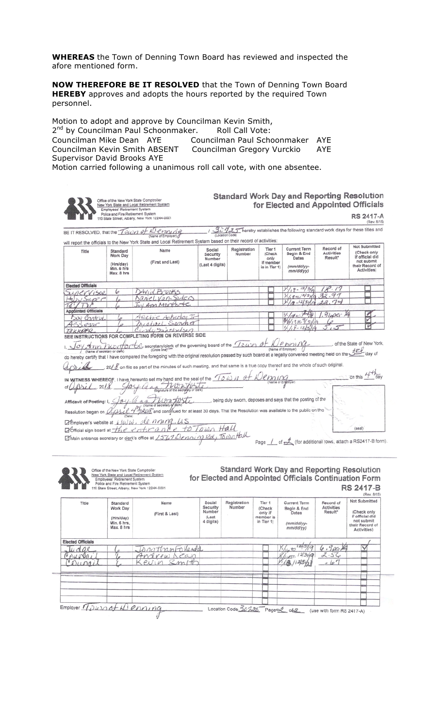**WHEREAS** the Town of Denning Town Board has reviewed and inspected the afore mentioned form.

**NOW THEREFORE BE IT RESOLVED** that the Town of Denning Town Board **HEREBY** approves and adopts the hours reported by the required Town personnel.

Motion to adopt and approve by Councilman Kevin Smith,
2nd by Councilman Paul Schoonmaker. Roll Call Vote:
Councilman Mike Dean AYE Councilman Paul Schoonmaker AYE
Councilman Kevin Smith ABSENT Councilman Gregory Vurckio AYE
Supervisor David Brooks AYE
Motion carried following a unanimous roll call vote, with one absentee.

Office of the New York State Comptroller
New York State and Local Retirement System
Employees' Retirement System
Police and Fire Retirement System
110 State Street, Albany, New York 12244-0001

## Standard Work Day and Reporting Resolution for Elected and Appointed Officials

**RS 2417-A** (Rev. 8/15)

BE IT RESOLVED, that the Town of Denning (Name of Employer) / 30725 (Location Code) hereby establishes the following standard work days for these titles and will report the officials to the New York State and Local Retirement System based on their record of activities:

| Title | Standard Work Day (Hrs/day) Min. 6 hrs Max. 8 hrs | Name (First and Last) | Social Security Number (Last 4 digits) | Registration Number | Tier 1 (Check only if member is in Tier 1) | Current Term Begin & End Dates (mm/dd/yy-mm/dd/yy) | Record of Activities Result* | Not Submitted (Check only if official did not submit their Record of Activities) |
|---|---|---|---|---|---|---|---|---|
| **Elected Officials** | | | | | | | | |
| Supervisor | 6 | David Brooks | | | ☐ | 1/1/18 - 12/31/19 | 18.17 | ☐ |
| Hwy Super | 6 | Daniel Van Saders | | | ☐ | 1/1/18 to 12/31/19 | 32.97 | ☐ |
| Tax/TC | 6 | Joy Ann Monforte | | | ☐ | 1/1/18 - 12/31/19 | 22.74 | ☐ |
| **Appointed Officials** | | | | | | | | |
| Dog Control | 6 | Archie Ashorley Jr | | | ☐ | 1/1/18 to 12/31/18 | 1.91 per 1/4 | ☑ |
| Assessor | 6 | Michael Sander | | | ☐ | 10/1/13 to 9/30/19 | 6 | ☑ |
| Bkkpr | 6 | Cindy Smithelson | | | ☐ | 1/1/18 - 12/31/19 | 5.5 | ☑ |

SEE INSTRUCTIONS FOR COMPLETING FORM ON REVERSE SIDE

I, Joy Ann Monforte (Name of secretary or clerk) secretary/clerk (Circle one) of the governing board of the Town of Denning (Name of Employer), of the State of New York, do hereby certify that I have compared the foregoing with the original resolution passed by such board at a legally convened meeting held on the 3rd day of April 2018 on file as part of the minutes of such meeting, and that same is a true copy thereof and the whole of such original.

IN WITNESS WHEREOF, I have hereunto set my hand and the seal of the Town of Denning (Name of Employer) on this 4th day of April 2018. Joy Ann Monforte (Signature of the secretary or clerk)

Affidavit of Posting: I, Joy Ann Monforte (Name of secretary or clerk), being duly sworn, deposes and says that the posting of the Resolution began on April 4, 2018 (Date) and continued for at least 30 days. That the Resolution was available to the public on the:

☑ Employer's website at www.denning.us
☑ Official sign board at the entrance to Town Hall
☑ Main entrance secretary or clerk's office at 1567 Denning Rd, Town Hall

(seal)

Page 1 of 2 (for additional rows, attach a RS2417-B form).

Office of the New York State Comptroller
New York State and Local Retirement System
Employees' Retirement System
Police and Fire Retirement System
110 State Street, Albany, New York 12244-0001

## Standard Work Day and Reporting Resolution for Elected and Appointed Officials Continuation Form

**RS 2417-B** (Rev. 8/15)

| Title | Standard Work Day (Hrs/day) Min. 6 hrs. Max. 8 hrs | Name (First & Last) | Social Security Number (Last 4 digits) | Registration Number | Tier 1 (Check only if member is in Tier 1) | Current Term Begin & End Dates (mm/dd/yy-mm/dd/yy) | Record of Activities Result* | Not Submitted (Check only if official did not submit their Record of Activities) |
|---|---|---|---|---|---|---|---|---|
| **Elected Officials** | | | | | | | | |
| Judge | 6 | Jonathan Follendi | | | ☐ | 1/1/16 to 12/31/19 | 6.9 per 1/4 | ☑ |
| Council | 6 | Andrew Dean | | | ☐ | 1/1/16 to 12/31/19 | 2.52 | ☐ |
| Council | 6 | Kevin Smith | | | ☐ | 1/1/18 - 12/31/21 | .67 | ☐ |
| | | | | | ☐ | | | ☐ |
| | | | | | ☐ | | | ☐ |
| | | | | | ☐ | | | ☐ |
| | | | | | ☐ | | | ☐ |

Employer Town of Denning Location Code 30725 Page 2 of 2 (use with form RS 2417-A)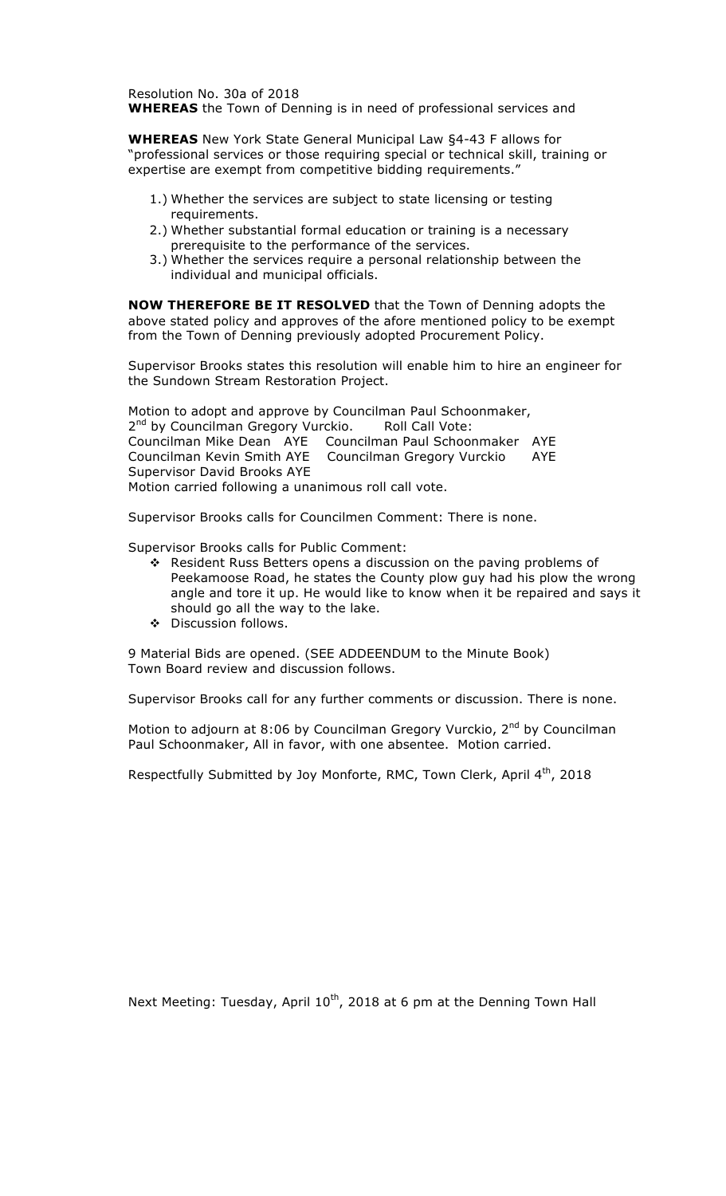Resolution No. 30a of 2018
**WHEREAS** the Town of Denning is in need of professional services and

**WHEREAS** New York State General Municipal Law §4-43 F allows for "professional services or those requiring special or technical skill, training or expertise are exempt from competitive bidding requirements."

1.) Whether the services are subject to state licensing or testing requirements.
2.) Whether substantial formal education or training is a necessary prerequisite to the performance of the services.
3.) Whether the services require a personal relationship between the individual and municipal officials.

**NOW THEREFORE BE IT RESOLVED** that the Town of Denning adopts the above stated policy and approves of the afore mentioned policy to be exempt from the Town of Denning previously adopted Procurement Policy.

Supervisor Brooks states this resolution will enable him to hire an engineer for the Sundown Stream Restoration Project.

Motion to adopt and approve by Councilman Paul Schoonmaker, 2nd by Councilman Gregory Vurckio. Roll Call Vote:
Councilman Mike Dean AYE Councilman Paul Schoonmaker AYE
Councilman Kevin Smith AYE Councilman Gregory Vurckio AYE
Supervisor David Brooks AYE
Motion carried following a unanimous roll call vote.

Supervisor Brooks calls for Councilmen Comment: There is none.

Supervisor Brooks calls for Public Comment:

- Resident Russ Betters opens a discussion on the paving problems of Peekamoose Road, he states the County plow guy had his plow the wrong angle and tore it up. He would like to know when it be repaired and says it should go all the way to the lake.
- Discussion follows.

9 Material Bids are opened. (SEE ADDEENDUM to the Minute Book)
Town Board review and discussion follows.

Supervisor Brooks call for any further comments or discussion. There is none.

Motion to adjourn at 8:06 by Councilman Gregory Vurckio, 2nd by Councilman Paul Schoonmaker, All in favor, with one absentee. Motion carried.

Respectfully Submitted by Joy Monforte, RMC, Town Clerk, April 4th, 2018

Next Meeting: Tuesday, April 10th, 2018 at 6 pm at the Denning Town Hall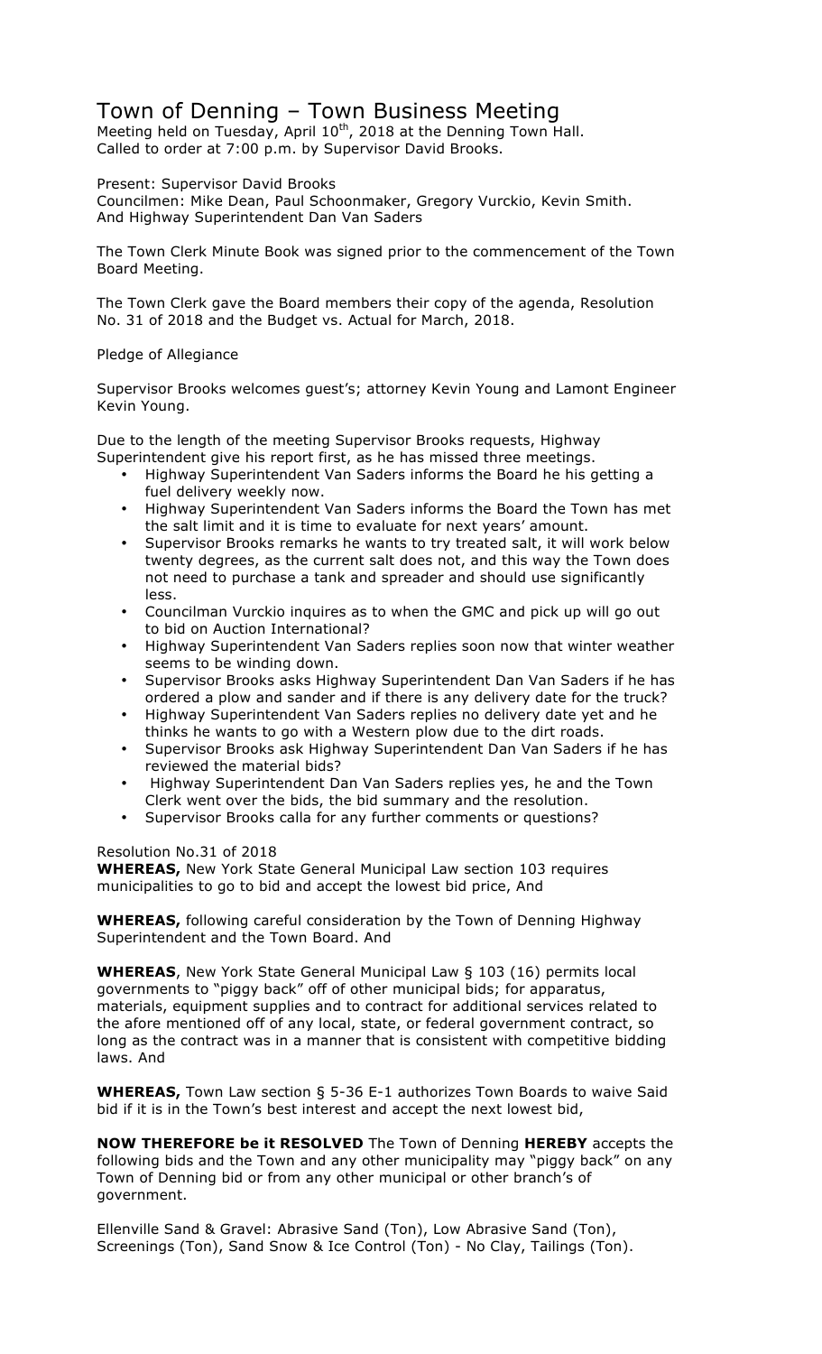# Town of Denning – Town Business Meeting

Meeting held on Tuesday, April 10th, 2018 at the Denning Town Hall.
Called to order at 7:00 p.m. by Supervisor David Brooks.

Present: Supervisor David Brooks
Councilmen: Mike Dean, Paul Schoonmaker, Gregory Vurckio, Kevin Smith.
And Highway Superintendent Dan Van Saders

The Town Clerk Minute Book was signed prior to the commencement of the Town Board Meeting.

The Town Clerk gave the Board members their copy of the agenda, Resolution No. 31 of 2018 and the Budget vs. Actual for March, 2018.

Pledge of Allegiance

Supervisor Brooks welcomes guest's; attorney Kevin Young and Lamont Engineer Kevin Young.

Due to the length of the meeting Supervisor Brooks requests, Highway Superintendent give his report first, as he has missed three meetings.

- Highway Superintendent Van Saders informs the Board he his getting a fuel delivery weekly now.
- Highway Superintendent Van Saders informs the Board the Town has met the salt limit and it is time to evaluate for next years' amount.
- Supervisor Brooks remarks he wants to try treated salt, it will work below twenty degrees, as the current salt does not, and this way the Town does not need to purchase a tank and spreader and should use significantly less.
- Councilman Vurckio inquires as to when the GMC and pick up will go out to bid on Auction International?
- Highway Superintendent Van Saders replies soon now that winter weather seems to be winding down.
- Supervisor Brooks asks Highway Superintendent Dan Van Saders if he has ordered a plow and sander and if there is any delivery date for the truck?
- Highway Superintendent Van Saders replies no delivery date yet and he thinks he wants to go with a Western plow due to the dirt roads.
- Supervisor Brooks ask Highway Superintendent Dan Van Saders if he has reviewed the material bids?
- Highway Superintendent Dan Van Saders replies yes, he and the Town Clerk went over the bids, the bid summary and the resolution.
- Supervisor Brooks calla for any further comments or questions?

Resolution No.31 of 2018

**WHEREAS,** New York State General Municipal Law section 103 requires municipalities to go to bid and accept the lowest bid price, And

**WHEREAS,** following careful consideration by the Town of Denning Highway Superintendent and the Town Board. And

**WHEREAS**, New York State General Municipal Law § 103 (16) permits local governments to "piggy back" off of other municipal bids; for apparatus, materials, equipment supplies and to contract for additional services related to the afore mentioned off of any local, state, or federal government contract, so long as the contract was in a manner that is consistent with competitive bidding laws. And

**WHEREAS,** Town Law section § 5-36 E-1 authorizes Town Boards to waive Said bid if it is in the Town's best interest and accept the next lowest bid,

**NOW THEREFORE be it RESOLVED** The Town of Denning **HEREBY** accepts the following bids and the Town and any other municipality may "piggy back" on any Town of Denning bid or from any other municipal or other branch's of government.

Ellenville Sand & Gravel: Abrasive Sand (Ton), Low Abrasive Sand (Ton), Screenings (Ton), Sand Snow & Ice Control (Ton) - No Clay, Tailings (Ton).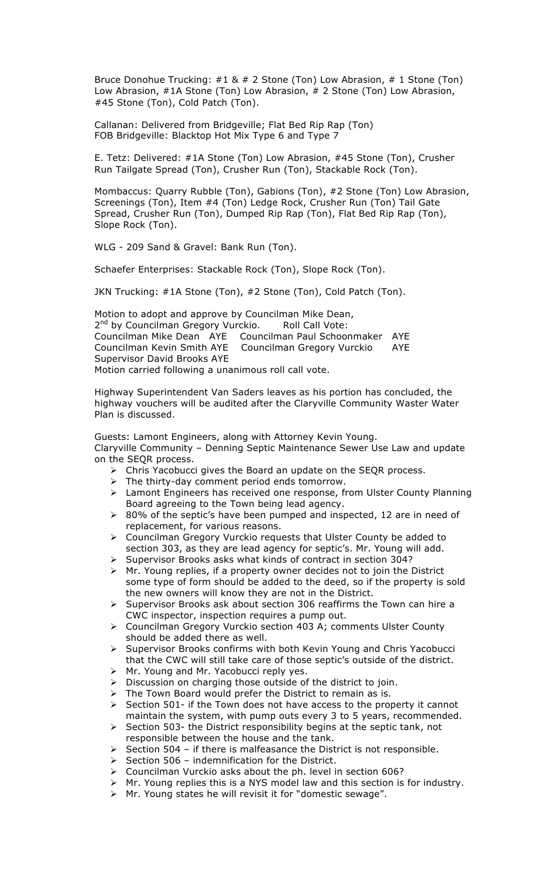Bruce Donohue Trucking: #1 & # 2 Stone (Ton) Low Abrasion, # 1 Stone (Ton) Low Abrasion, #1A Stone (Ton) Low Abrasion, # 2 Stone (Ton) Low Abrasion, #45 Stone (Ton), Cold Patch (Ton).

Callanan: Delivered from Bridgeville; Flat Bed Rip Rap (Ton)
FOB Bridgeville: Blacktop Hot Mix Type 6 and Type 7

E. Tetz: Delivered: #1A Stone (Ton) Low Abrasion, #45 Stone (Ton), Crusher Run Tailgate Spread (Ton), Crusher Run (Ton), Stackable Rock (Ton).

Mombaccus: Quarry Rubble (Ton), Gabions (Ton), #2 Stone (Ton) Low Abrasion, Screenings (Ton), Item #4 (Ton) Ledge Rock, Crusher Run (Ton) Tail Gate Spread, Crusher Run (Ton), Dumped Rip Rap (Ton), Flat Bed Rip Rap (Ton), Slope Rock (Ton).

WLG - 209 Sand & Gravel: Bank Run (Ton).

Schaefer Enterprises: Stackable Rock (Ton), Slope Rock (Ton).

JKN Trucking: #1A Stone (Ton), #2 Stone (Ton), Cold Patch (Ton).

Motion to adopt and approve by Councilman Mike Dean,
2nd by Councilman Gregory Vurckio. Roll Call Vote:
Councilman Mike Dean AYE Councilman Paul Schoonmaker AYE
Councilman Kevin Smith AYE Councilman Gregory Vurckio AYE
Supervisor David Brooks AYE
Motion carried following a unanimous roll call vote.

Highway Superintendent Van Saders leaves as his portion has concluded, the highway vouchers will be audited after the Claryville Community Waster Water Plan is discussed.

Guests: Lamont Engineers, along with Attorney Kevin Young.
Claryville Community – Denning Septic Maintenance Sewer Use Law and update on the SEQR process.

- Chris Yacobucci gives the Board an update on the SEQR process.
- The thirty-day comment period ends tomorrow.
- Lamont Engineers has received one response, from Ulster County Planning Board agreeing to the Town being lead agency.
- 80% of the septic's have been pumped and inspected, 12 are in need of replacement, for various reasons.
- Councilman Gregory Vurckio requests that Ulster County be added to section 303, as they are lead agency for septic's. Mr. Young will add.
- Supervisor Brooks asks what kinds of contract in section 304?
- Mr. Young replies, if a property owner decides not to join the District some type of form should be added to the deed, so if the property is sold the new owners will know they are not in the District.
- Supervisor Brooks ask about section 306 reaffirms the Town can hire a CWC inspector, inspection requires a pump out.
- Councilman Gregory Vurckio section 403 A; comments Ulster County should be added there as well.
- Supervisor Brooks confirms with both Kevin Young and Chris Yacobucci that the CWC will still take care of those septic's outside of the district.
- Mr. Young and Mr. Yacobucci reply yes.
- Discussion on charging those outside of the district to join.
- The Town Board would prefer the District to remain as is.
- Section 501- if the Town does not have access to the property it cannot maintain the system, with pump outs every 3 to 5 years, recommended.
- Section 503- the District responsibility begins at the septic tank, not responsible between the house and the tank.
- Section 504 – if there is malfeasance the District is not responsible.
- Section 506 – indemnification for the District.
- Councilman Vurckio asks about the ph. level in section 606?
- Mr. Young replies this is a NYS model law and this section is for industry.
- Mr. Young states he will revisit it for "domestic sewage".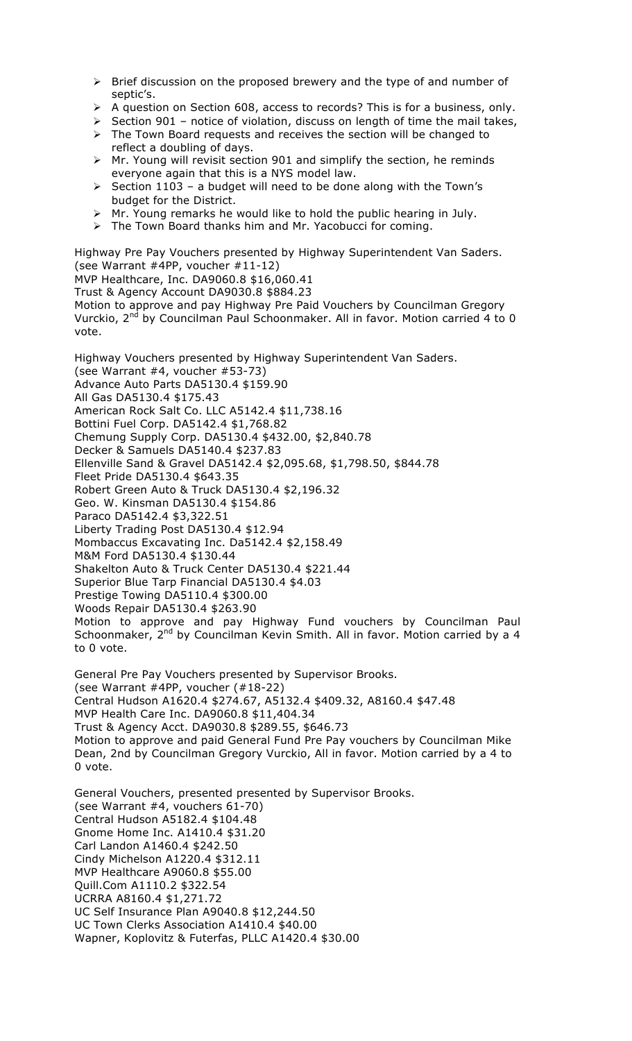- Brief discussion on the proposed brewery and the type of and number of septic's.
- A question on Section 608, access to records? This is for a business, only.
- Section 901 – notice of violation, discuss on length of time the mail takes,
- The Town Board requests and receives the section will be changed to reflect a doubling of days.
- Mr. Young will revisit section 901 and simplify the section, he reminds everyone again that this is a NYS model law.
- Section 1103 – a budget will need to be done along with the Town's budget for the District.
- Mr. Young remarks he would like to hold the public hearing in July.
- The Town Board thanks him and Mr. Yacobucci for coming.

Highway Pre Pay Vouchers presented by Highway Superintendent Van Saders.
(see Warrant #4PP, voucher #11-12)
MVP Healthcare, Inc. DA9060.8 $16,060.41
Trust & Agency Account DA9030.8 $884.23
Motion to approve and pay Highway Pre Paid Vouchers by Councilman Gregory Vurckio, 2nd by Councilman Paul Schoonmaker. All in favor. Motion carried 4 to 0 vote.

Highway Vouchers presented by Highway Superintendent Van Saders.
(see Warrant #4, voucher #53-73)
Advance Auto Parts DA5130.4 $159.90
All Gas DA5130.4 $175.43
American Rock Salt Co. LLC A5142.4 $11,738.16
Bottini Fuel Corp. DA5142.4 $1,768.82
Chemung Supply Corp. DA5130.4 $432.00, $2,840.78
Decker & Samuels DA5140.4 $237.83
Ellenville Sand & Gravel DA5142.4 $2,095.68, $1,798.50, $844.78
Fleet Pride DA5130.4 $643.35
Robert Green Auto & Truck DA5130.4 $2,196.32
Geo. W. Kinsman DA5130.4 $154.86
Paraco DA5142.4 $3,322.51
Liberty Trading Post DA5130.4 $12.94
Mombaccus Excavating Inc. Da5142.4 $2,158.49
M&M Ford DA5130.4 $130.44
Shakelton Auto & Truck Center DA5130.4 $221.44
Superior Blue Tarp Financial DA5130.4 $4.03
Prestige Towing DA5110.4 $300.00
Woods Repair DA5130.4 $263.90
Motion to approve and pay Highway Fund vouchers by Councilman Paul Schoonmaker, 2nd by Councilman Kevin Smith. All in favor. Motion carried by a 4 to 0 vote.

General Pre Pay Vouchers presented by Supervisor Brooks.
(see Warrant #4PP, voucher (#18-22)
Central Hudson A1620.4 $274.67, A5132.4 $409.32, A8160.4 $47.48
MVP Health Care Inc. DA9060.8 $11,404.34
Trust & Agency Acct. DA9030.8 $289.55, $646.73
Motion to approve and paid General Fund Pre Pay vouchers by Councilman Mike Dean, 2nd by Councilman Gregory Vurckio, All in favor. Motion carried by a 4 to 0 vote.

General Vouchers, presented presented by Supervisor Brooks.
(see Warrant #4, vouchers 61-70)
Central Hudson A5182.4 $104.48
Gnome Home Inc. A1410.4 $31.20
Carl Landon A1460.4 $242.50
Cindy Michelson A1220.4 $312.11
MVP Healthcare A9060.8 $55.00
Quill.Com A1110.2 $322.54
UCRRA A8160.4 $1,271.72
UC Self Insurance Plan A9040.8 $12,244.50
UC Town Clerks Association A1410.4 $40.00
Wapner, Koplovitz & Futerfas, PLLC A1420.4 $30.00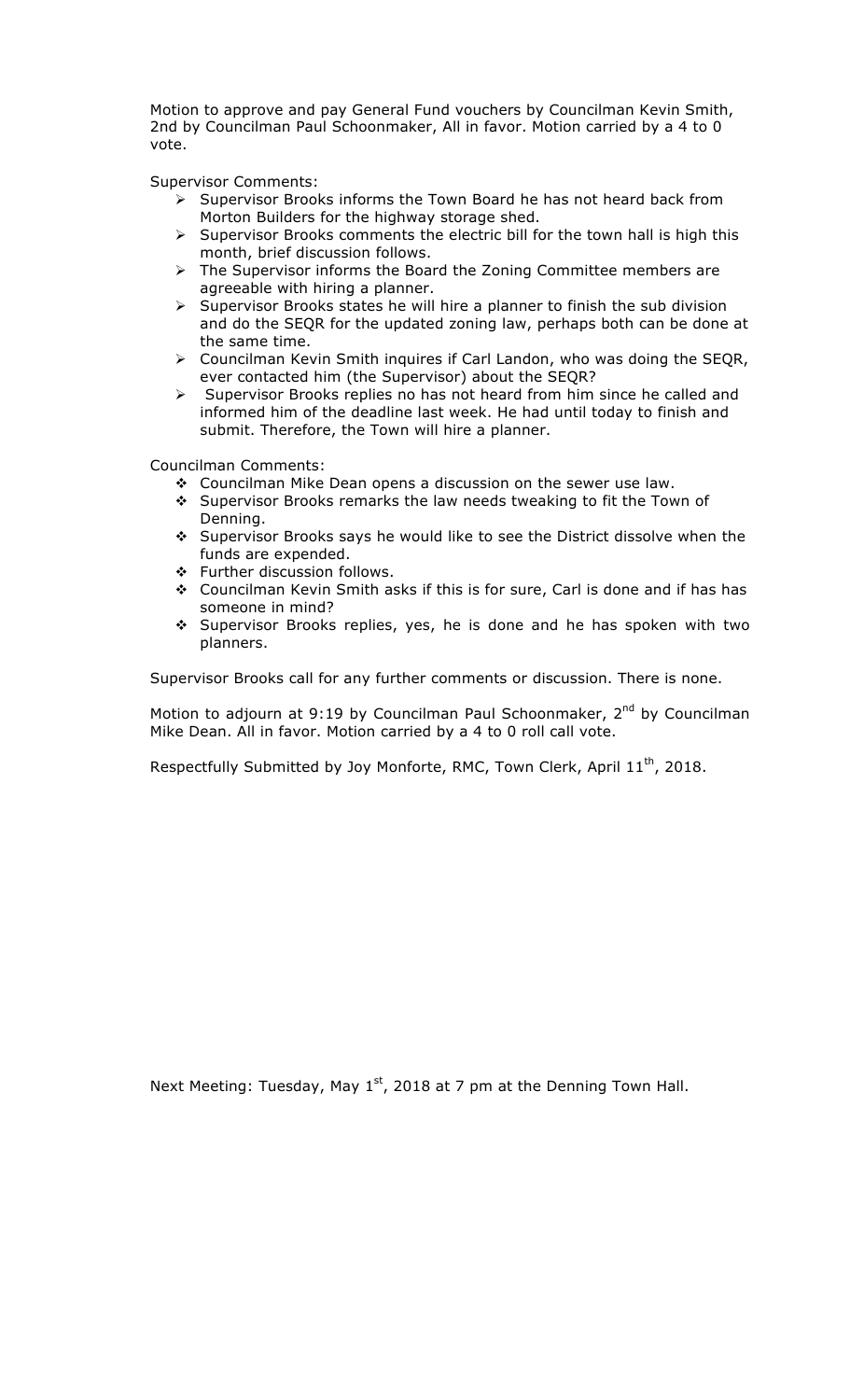Motion to approve and pay General Fund vouchers by Councilman Kevin Smith, 2nd by Councilman Paul Schoonmaker, All in favor. Motion carried by a 4 to 0 vote.

Supervisor Comments:

- Supervisor Brooks informs the Town Board he has not heard back from Morton Builders for the highway storage shed.
- Supervisor Brooks comments the electric bill for the town hall is high this month, brief discussion follows.
- The Supervisor informs the Board the Zoning Committee members are agreeable with hiring a planner.
- Supervisor Brooks states he will hire a planner to finish the sub division and do the SEQR for the updated zoning law, perhaps both can be done at the same time.
- Councilman Kevin Smith inquires if Carl Landon, who was doing the SEQR, ever contacted him (the Supervisor) about the SEQR?
- Supervisor Brooks replies no has not heard from him since he called and informed him of the deadline last week. He had until today to finish and submit. Therefore, the Town will hire a planner.

Councilman Comments:

- Councilman Mike Dean opens a discussion on the sewer use law.
- Supervisor Brooks remarks the law needs tweaking to fit the Town of Denning.
- Supervisor Brooks says he would like to see the District dissolve when the funds are expended.
- Further discussion follows.
- Councilman Kevin Smith asks if this is for sure, Carl is done and if has has someone in mind?
- Supervisor Brooks replies, yes, he is done and he has spoken with two planners.

Supervisor Brooks call for any further comments or discussion. There is none.

Motion to adjourn at 9:19 by Councilman Paul Schoonmaker, 2nd by Councilman Mike Dean. All in favor. Motion carried by a 4 to 0 roll call vote.

Respectfully Submitted by Joy Monforte, RMC, Town Clerk, April 11th, 2018.

Next Meeting: Tuesday, May 1st, 2018 at 7 pm at the Denning Town Hall.